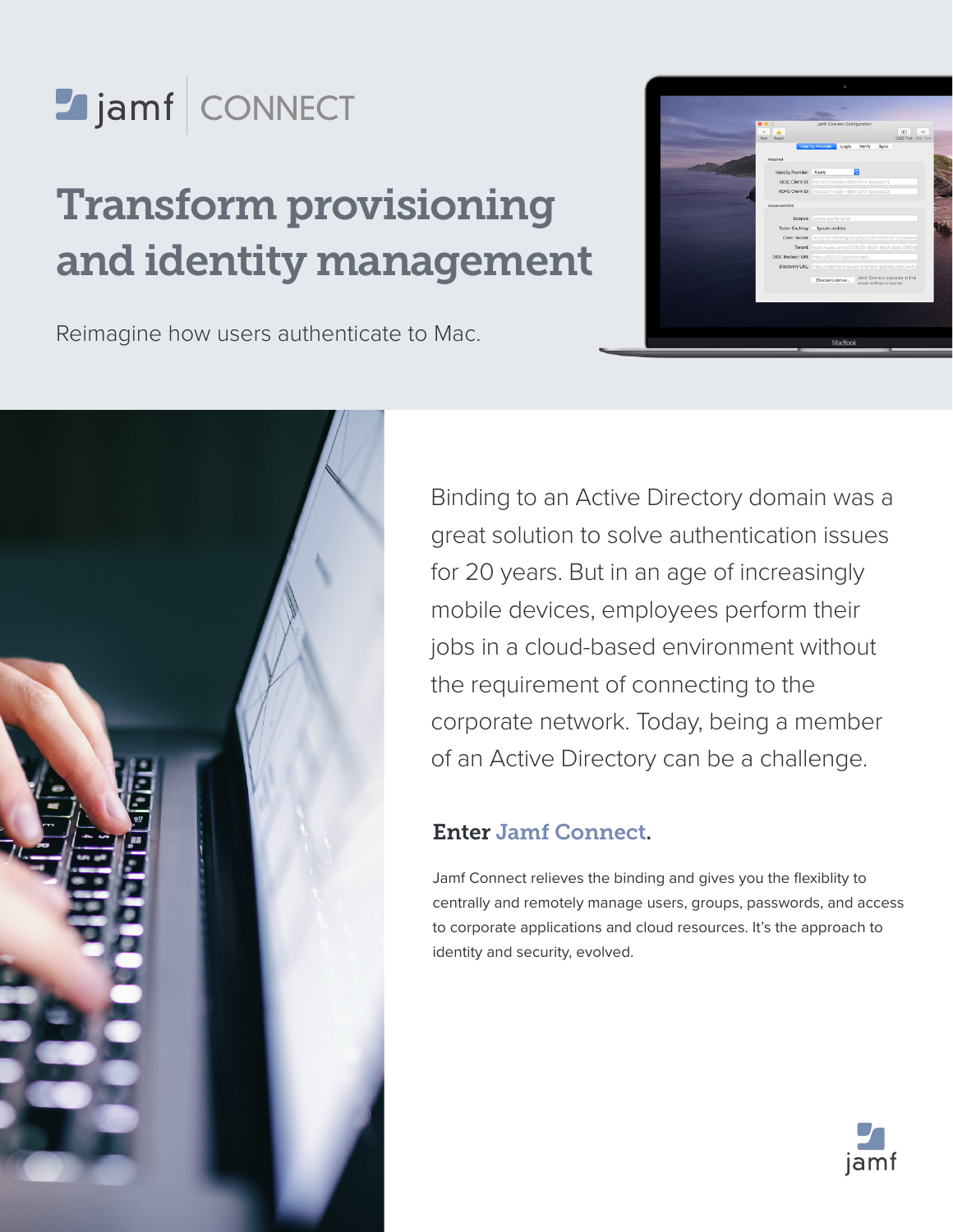jamf | CONNECT

# Transform provisioning and identity management

Reimagine how users authenticate to Mac.

Binding to an Active Directory domain was a great solution to solve authentication issues for 20 years. But in an age of increasingly mobile devices, employees perform their jobs in a cloud-based environment without the requirement of connecting to the corporate network. Today, being a member of an Active Directory can be a challenge.

## Enter Jamf Connect.

Jamf Connect relieves the binding and gives you the flexiblity to centrally and remotely manage users, groups, passwords, and access to corporate applications and cloud resources. It's the approach to identity and security, evolved.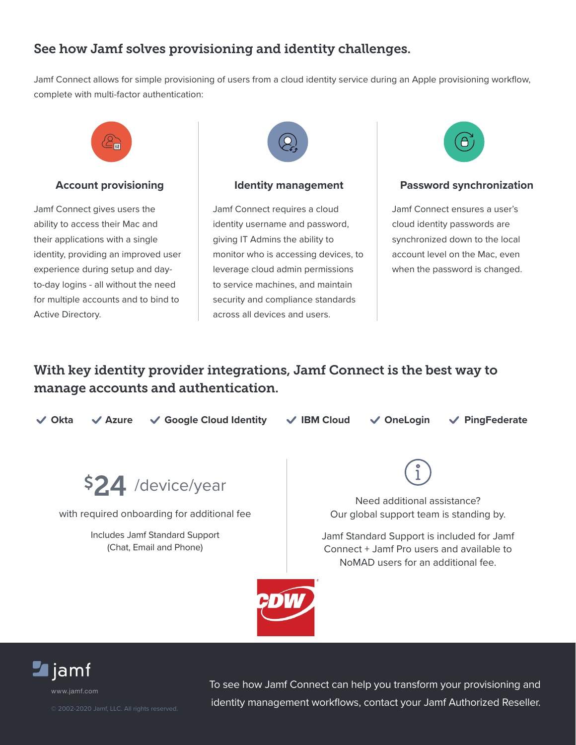## See how Jamf solves provisioning and identity challenges.

Jamf Connect allows for simple provisioning of users from a cloud identity service during an Apple provisioning workflow, complete with multi-factor authentication:

### Account provisioning

Jamf Connect gives users the ability to access their Mac and their applications with a single identity, providing an improved user experience during setup and day-to-day logins - all without the need for multiple accounts and to bind to Active Directory.

### Identity management

Jamf Connect requires a cloud identity username and password, giving IT Admins the ability to monitor who is accessing devices, to leverage cloud admin permissions to service machines, and maintain security and compliance standards across all devices and users.

### Password synchronization

Jamf Connect ensures a user's cloud identity passwords are synchronized down to the local account level on the Mac, even when the password is changed.

## With key identity provider integrations, Jamf Connect is the best way to manage accounts and authentication.

- ✓ Okta
- ✓ Azure
- ✓ Google Cloud Identity
- ✓ IBM Cloud
- ✓ OneLogin
- ✓ PingFederate

**$24 /device/year**

with required onboarding for additional fee

Includes Jamf Standard Support (Chat, Email and Phone)

Need additional assistance? Our global support team is standing by.

Jamf Standard Support is included for Jamf Connect + Jamf Pro users and available to NoMAD users for an additional fee.

CDW

jamf

www.jamf.com

© 2002-2020 Jamf, LLC. All rights reserved.

To see how Jamf Connect can help you transform your provisioning and identity management workflows, contact your Jamf Authorized Reseller.